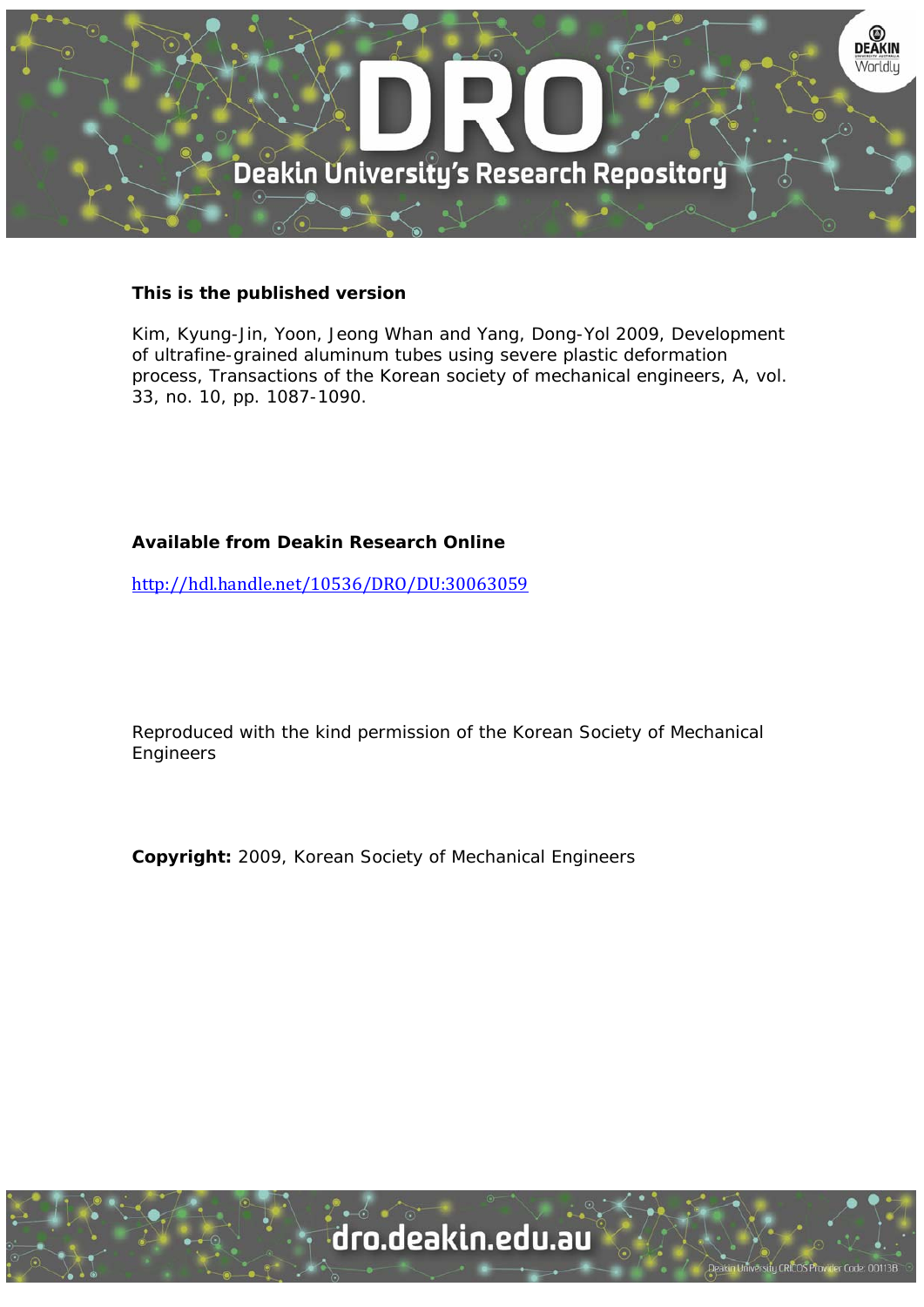**This is the published version**

Kim, Kyung-Jin, Yoon, Jeong Whan and Yang, Dong-Yol 2009, Development of ultrafine-grained aluminum tubes using severe plastic deformation process, Transactions of the Korean society of mechanical engineers, A, vol. 33, no. 10, pp. 1087-1090.

**Available from Deakin Research Online**

http://hdl.handle.net/10536/DRO/DU:30063059

Reproduced with the kind permission of the Korean Society of Mechanical Engineers

**Copyright:** 2009, Korean Society of Mechanical Engineers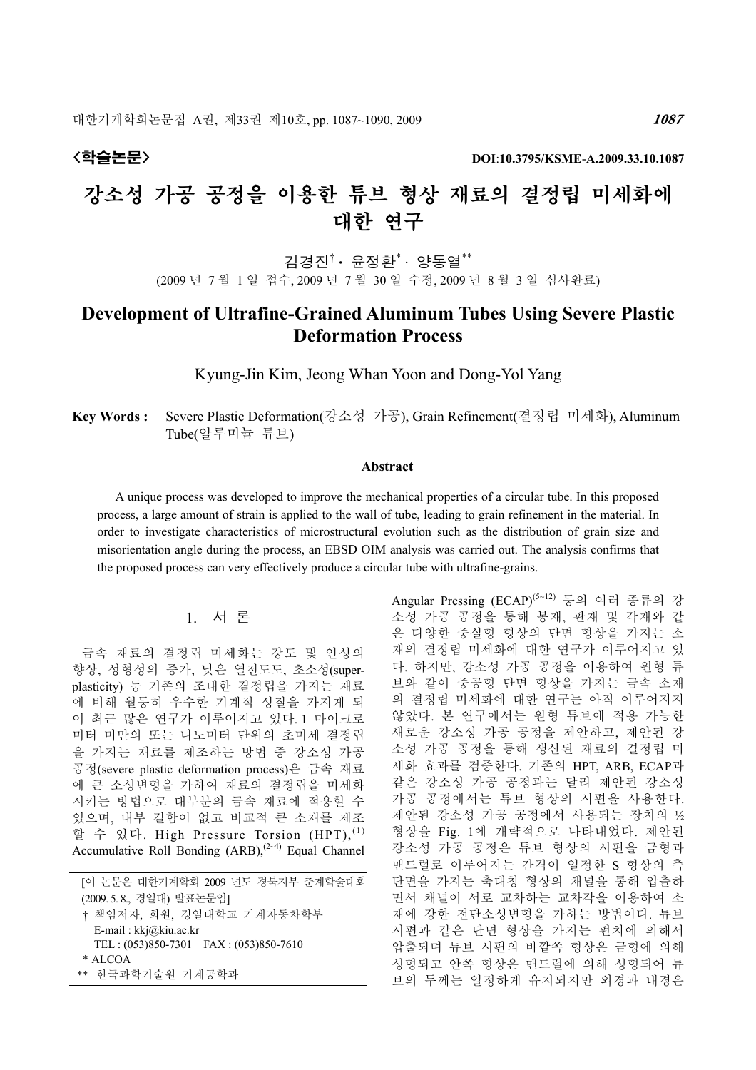# 강소성 가공 공정을 이용한 튜브 형상 재료의 결정립 미세화에 대한 연구

김경진[†] · 윤정환[*] · 양동열[**]

(2009 년 7 월 1 일 접수, 2009 년 7 월 30 일 수정, 2009 년 8 월 3 일 심사완료)

# Development of Ultrafine-Grained Aluminum Tubes Using Severe Plastic Deformation Process

Kyung-Jin Kim, Jeong Whan Yoon and Dong-Yol Yang

**Key Words :** Severe Plastic Deformation(강소성 가공), Grain Refinement(결정립 미세화), Aluminum Tube(알루미늄 튜브)

### Abstract

A unique process was developed to improve the mechanical properties of a circular tube. In this proposed process, a large amount of strain is applied to the wall of tube, leading to grain refinement in the material. In order to investigate characteristics of microstructural evolution such as the distribution of grain size and misorientation angle during the process, an EBSD OIM analysis was carried out. The analysis confirms that the proposed process can very effectively produce a circular tube with ultrafine-grains.

## 1. 서 론

금속 재료의 결정립 미세화는 강도 및 인성의 향상, 성형성의 증가, 낮은 열전도도, 초소성(superplasticity) 등 기존의 조대한 결정립을 가지는 재료에 비해 월등히 우수한 기계적 성질을 가지게 되어 최근 많은 연구가 이루어지고 있다. 1 마이크로미터 미만의 또는 나노미터 단위의 초미세 결정립을 가지는 재료를 제조하는 방법 중 강소성 가공 공정(severe plastic deformation process)은 금속 재료에 큰 소성변형을 가하여 재료의 결정립을 미세화 시키는 방법으로 대부분의 금속 재료에 적용할 수 있으며, 내부 결함이 없고 비교적 큰 소재를 제조할 수 있다. High Pressure Torsion (HPT),[1] Accumulative Roll Bonding (ARB),[2~4] Equal Channel Angular Pressing (ECAP)[5~12] 등의 여러 종류의 강소성 가공 공정을 통해 봉재, 판재 및 각재와 같은 다양한 중실형 형상의 단면 형상을 가지는 소재의 결정립 미세화에 대한 연구가 이루어지고 있다. 하지만, 강소성 가공 공정을 이용하여 원형 튜브와 같이 중공형 단면 형상을 가지는 금속 소재의 결정립 미세화에 대한 연구는 아직 이루어지지 않았다. 본 연구에서는 원형 튜브에 적용 가능한 새로운 강소성 가공 공정을 제안하고, 제안된 강소성 가공 공정을 통해 생산된 재료의 결정립 미세화 효과를 검증한다. 기존의 HPT, ARB, ECAP과 같은 강소성 가공 공정과는 달리 제안된 강소성 가공 공정에서는 튜브 형상의 시편을 사용한다. 제안된 강소성 가공 공정에서 사용되는 장치의 ½ 형상을 Fig. 1에 개략적으로 나타내었다. 제안된 강소성 가공 공정은 튜브 형상의 시편을 금형과 맨드럴로 이루어지는 간격이 일정한 S 형상의 측단면을 가지는 축대칭 형상의 채널을 통해 압출하면서 채널이 서로 교차하는 교차각을 이용하여 소재에 강한 전단소성변형을 가하는 방법이다. 튜브 시편과 같은 단면 형상을 가지는 펀치에 의해서 압출되며 튜브 시편의 바깥쪽 형상은 금형에 의해 성형되고 안쪽 형상은 맨드럴에 의해 성형되어 튜브의 두께는 일정하게 유지되지만 외경과 내경은

---

[이 논문은 대한기계학회 2009 년도 경북지부 춘계학술대회 (2009. 5. 8., 경일대) 발표논문임]

† 책임저자, 회원, 경일대학교 기계자동차학부
E-mail : kkj@kiu.ac.kr
TEL : (053)850-7301 FAX : (053)850-7610

\* ALCOA

\*\* 한국과학기술원 기계공학과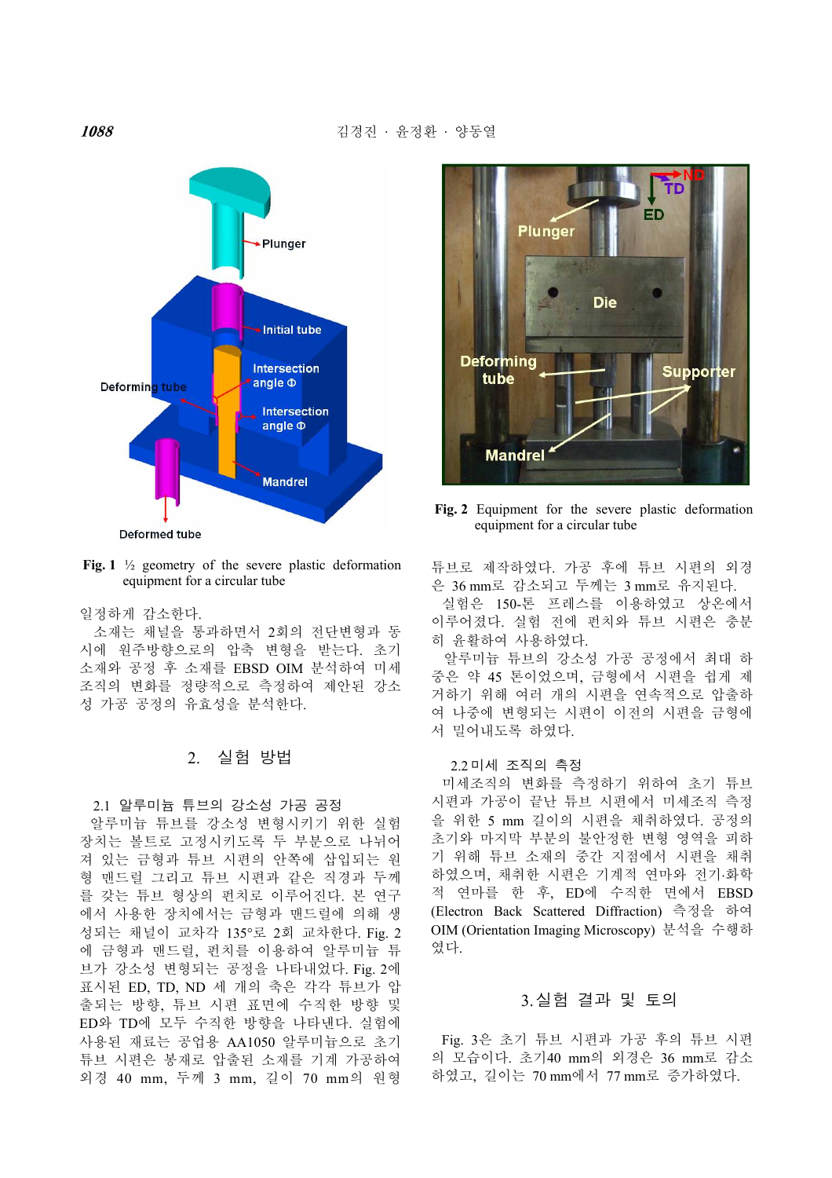Fig. 1 ½ geometry of the severe plastic deformation equipment for a circular tube

일정하게 감소한다.

소재는 채널을 통과하면서 2회의 전단변형과 동시에 원주방향으로의 압축 변형을 받는다. 초기 소재와 공정 후 소재를 EBSD OIM 분석하여 미세조직의 변화를 정량적으로 측정하여 제안된 강소성 가공 공정의 유효성을 분석한다.

## 2. 실험 방법

### 2.1 알루미늄 튜브의 강소성 가공 공정

알루미늄 튜브를 강소성 변형시키기 위한 실험 장치는 볼트로 고정시키도록 두 부분으로 나뉘어져 있는 금형과 튜브 시편의 안쪽에 삽입되는 원형 맨드릴 그리고 튜브 시편과 같은 직경과 두께를 갖는 튜브 형상의 펀치로 이루어진다. 본 연구에서 사용한 장치에서는 금형과 맨드릴에 의해 생성되는 채널이 교차각 135°로 2회 교차한다. Fig. 2에 금형과 맨드릴, 펀치를 이용하여 알루미늄 튜브가 강소성 변형되는 공정을 나타내었다. Fig. 2에 표시된 ED, TD, ND 세 개의 축은 각각 튜브가 압출되는 방향, 튜브 시편 표면에 수직한 방향 및 ED와 TD에 모두 수직한 방향을 나타낸다. 실험에 사용된 재료는 공업용 AA1050 알루미늄으로 초기 튜브 시편은 봉재로 압출된 소재를 기계 가공하여 외경 40 mm, 두께 3 mm, 길이 70 mm의 원형

Fig. 2 Equipment for the severe plastic deformation equipment for a circular tube

튜브로 제작하였다. 가공 후에 튜브 시편의 외경은 36 mm로 감소되고 두께는 3 mm로 유지된다.

실험은 150-톤 프레스를 이용하였고 상온에서 이루어졌다. 실험 전에 펀치와 튜브 시편은 충분히 윤활하여 사용하였다.

알루미늄 튜브의 강소성 가공 공정에서 최대 하중은 약 45 톤이었으며, 금형에서 시편을 쉽게 제거하기 위해 여러 개의 시편을 연속적으로 압출하여 나중에 변형되는 시편이 이전의 시편을 금형에서 밀어내도록 하였다.

### 2.2 미세 조직의 측정

미세조직의 변화를 측정하기 위하여 초기 튜브 시편과 가공이 끝난 튜브 시편에서 미세조직 측정을 위한 5 mm 길이의 시편을 채취하였다. 공정의 초기와 마지막 부분의 불안정한 변형 영역을 피하기 위해 튜브 소재의 중간 지점에서 시편을 채취하였으며, 채취한 시편은 기계적 연마와 전기․화학적 연마를 한 후, ED에 수직한 면에서 EBSD (Electron Back Scattered Diffraction) 측정을 하여 OIM (Orientation Imaging Microscopy) 분석을 수행하였다.

## 3. 실험 결과 및 토의

Fig. 3은 초기 튜브 시편과 가공 후의 튜브 시편의 모습이다. 초기40 mm의 외경은 36 mm로 감소하였고, 길이는 70 mm에서 77 mm로 증가하였다.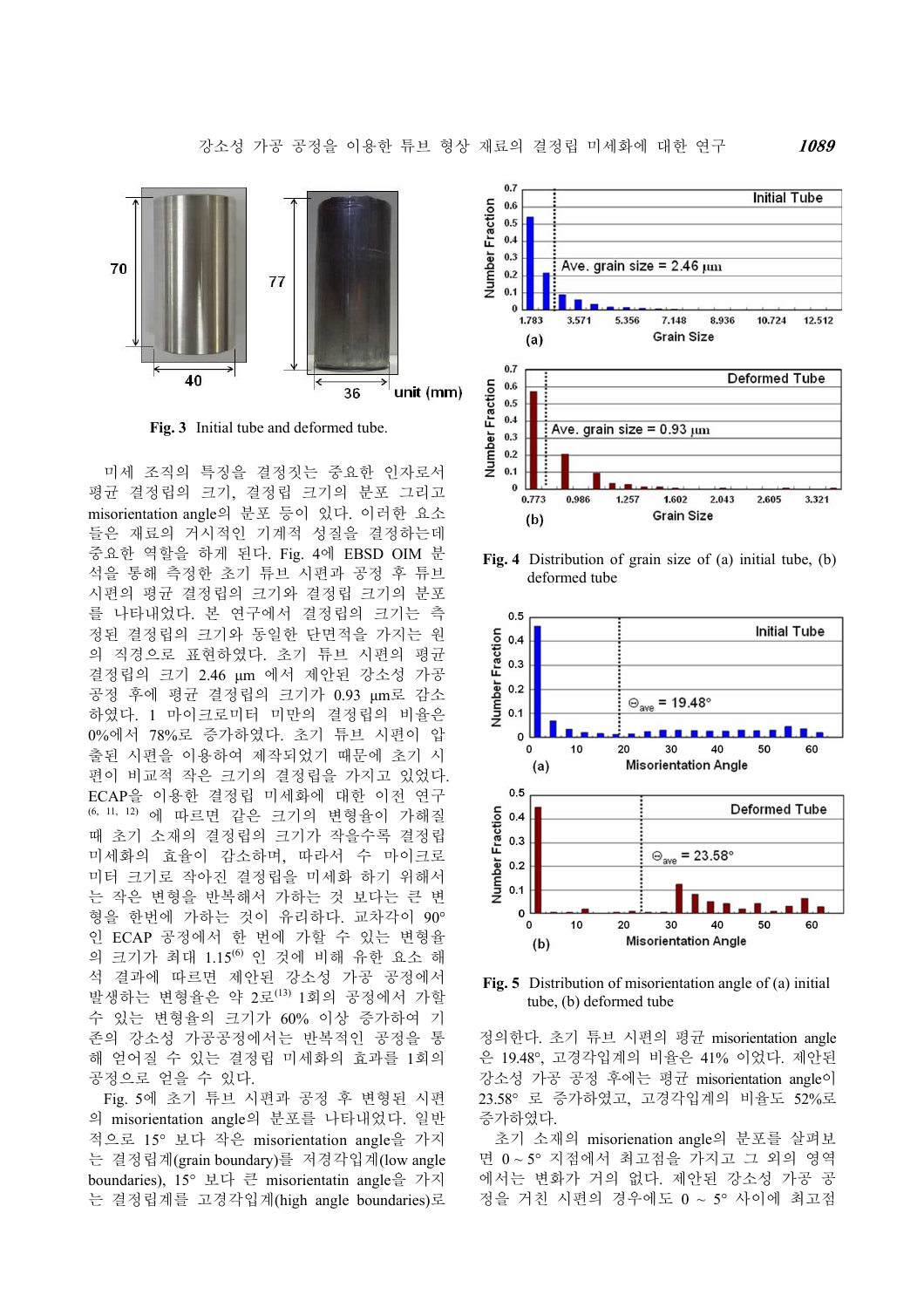**Fig. 3** Initial tube and deformed tube.

미세 조직의 특징을 결정짓는 중요한 인자로서 평균 결정립의 크기, 결정립 크기의 분포 그리고 misorientation angle의 분포 등이 있다. 이러한 요소들은 재료의 거시적인 기계적 성질을 결정하는데 중요한 역할을 하게 된다. Fig. 4에 EBSD OIM 분석을 통해 측정한 초기 튜브 시편과 공정 후 튜브 시편의 평균 결정립의 크기와 결정립 크기의 분포를 나타내었다. 본 연구에서 결정립의 크기는 측정된 결정립의 크기와 동일한 단면적을 가지는 원의 직경으로 표현하였다. 초기 튜브 시편의 평균 결정립의 크기 2.46 μm 에서 제안된 강소성 가공 공정 후에 평균 결정립의 크기가 0.93 μm로 감소하였다. 1 마이크로미터 미만의 결정립의 비율은 0%에서 78%로 증가하였다. 초기 튜브 시편이 압출된 시편을 이용하여 제작되었기 때문에 초기 시편이 비교적 작은 크기의 결정립을 가지고 있었다. ECAP을 이용한 결정립 미세화에 대한 이전 연구[6, 11, 12] 에 따르면 같은 크기의 변형율이 가해질 때 초기 소재의 결정립의 크기가 작을수록 결정립 미세화의 효율이 감소하며, 따라서 수 마이크로미터 크기로 작아진 결정립을 미세화 하기 위해서는 작은 변형을 반복해서 가하는 것 보다는 큰 변형을 한번에 가하는 것이 유리하다. 교차각이 90°인 ECAP 공정에서 한 번에 가할 수 있는 변형율의 크기가 최대 1.15[6] 인 것에 비해 유한 요소 해석 결과에 따르면 제안된 강소성 가공 공정에서 발생하는 변형율은 약 2로[13] 1회의 공정에서 가할 수 있는 변형율의 크기가 60% 이상 증가하여 기존의 강소성 가공공정에서는 반복적인 공정을 통해 얻어질 수 있는 결정립 미세화의 효과를 1회의 공정으로 얻을 수 있다.

Fig. 5에 초기 튜브 시편과 공정 후 변형된 시편의 misorientation angle의 분포를 나타내었다. 일반적으로 15° 보다 작은 misorientation angle을 가지는 결정립계(grain boundary)를 저경각입계(low angle boundaries), 15° 보다 큰 misorientatin angle을 가지는 결정립계를 고경각입계(high angle boundaries)로

**Fig. 4** Distribution of grain size of (a) initial tube, (b) deformed tube

**Fig. 5** Distribution of misorientation angle of (a) initial tube, (b) deformed tube

정의한다. 초기 튜브 시편의 평균 misorientation angle은 19.48°, 고경각입계의 비율은 41% 이었다. 제안된 강소성 가공 공정 후에는 평균 misorientation angle이 23.58° 로 증가하였고, 고경각입계의 비율도 52%로 증가하였다.

초기 소재의 misorienation angle의 분포를 살펴보면 0 ~ 5° 지점에서 최고점을 가지고 그 외의 영역에서는 변화가 거의 없다. 제안된 강소성 가공 공정을 거친 시편의 경우에도 0 ~ 5° 사이에 최고점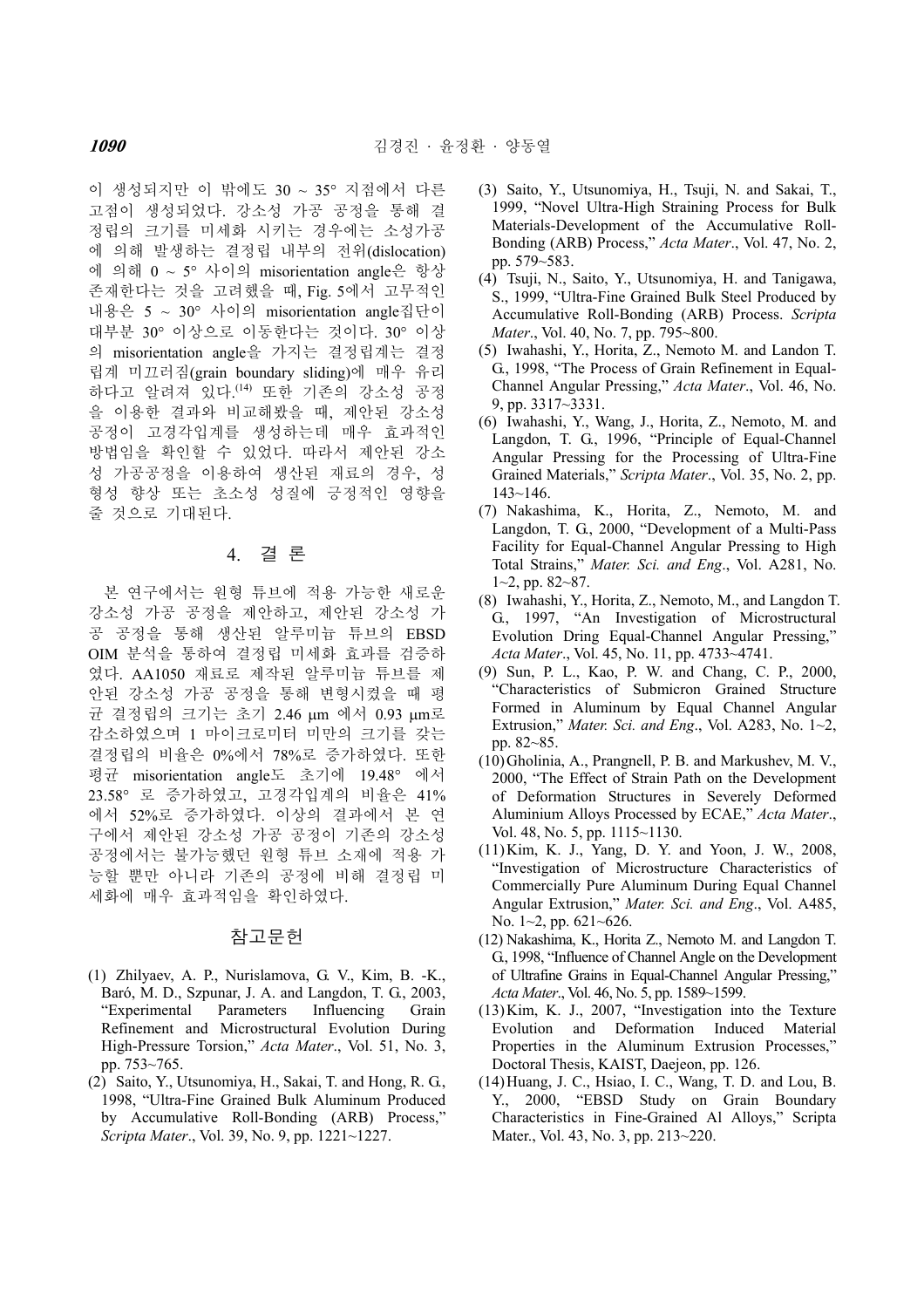이 생성되지만 이 밖에도 30 ~ 35° 지점에서 다른 고점이 생성되었다. 강소성 가공 공정을 통해 결정립의 크기를 미세화 시키는 경우에는 소성가공에 의해 발생하는 결정립 내부의 전위(dislocation)에 의해 0 ~ 5° 사이의 misorientation angle은 항상 존재한다는 것을 고려했을 때, Fig. 5에서 고무적인 내용은 5 ~ 30° 사이의 misorientation angle집단이 대부분 30° 이상으로 이동한다는 것이다. 30° 이상의 misorientation angle을 가지는 결정립계는 결정립계 미끄러짐(grain boundary sliding)에 매우 유리하다고 알려져 있다.[14] 또한 기존의 강소성 공정을 이용한 결과와 비교해봤을 때, 제안된 강소성 공정이 고경각입계를 생성하는데 매우 효과적인 방법임을 확인할 수 있었다. 따라서 제안된 강소성 가공공정을 이용하여 생산된 재료의 경우, 성형성 향상 또는 초소성 성질에 긍정적인 영향을 줄 것으로 기대된다.

## 4. 결 론

본 연구에서는 원형 튜브에 적용 가능한 새로운 강소성 가공 공정을 제안하고, 제안된 강소성 가공 공정을 통해 생산된 알루미늄 튜브의 EBSD OIM 분석을 통하여 결정립 미세화 효과를 검증하였다. AA1050 재료로 제작된 알루미늄 튜브를 제안된 강소성 가공 공정을 통해 변형시켰을 때 평균 결정립의 크기는 초기 2.46 μm 에서 0.93 μm로 감소하였으며 1 마이크로미터 미만의 크기를 갖는 결정립의 비율은 0%에서 78%로 증가하였다. 또한 평균 misorientation angle도 초기에 19.48° 에서 23.58° 로 증가하였고, 고경각입계의 비율은 41% 에서 52%로 증가하였다. 이상의 결과에서 본 연구에서 제안된 강소성 가공 공정이 기존의 강소성 공정에서는 불가능했던 원형 튜브 소재에 적용 가능할 뿐만 아니라 기존의 공정에 비해 결정립 미세화에 매우 효과적임을 확인하였다.

## 참고문헌

(1) Zhilyaev, A. P., Nurislamova, G. V., Kim, B. -K., Baró, M. D., Szpunar, J. A. and Langdon, T. G., 2003, "Experimental Parameters Influencing Grain Refinement and Microstructural Evolution During High-Pressure Torsion," *Acta Mater*., Vol. 51, No. 3, pp. 753~765.

(2) Saito, Y., Utsunomiya, H., Sakai, T. and Hong, R. G., 1998, "Ultra-Fine Grained Bulk Aluminum Produced by Accumulative Roll-Bonding (ARB) Process," *Scripta Mater*., Vol. 39, No. 9, pp. 1221~1227.

(3) Saito, Y., Utsunomiya, H., Tsuji, N. and Sakai, T., 1999, "Novel Ultra-High Straining Process for Bulk Materials-Development of the Accumulative Roll-Bonding (ARB) Process," *Acta Mater*., Vol. 47, No. 2, pp. 579~583.

(4) Tsuji, N., Saito, Y., Utsunomiya, H. and Tanigawa, S., 1999, "Ultra-Fine Grained Bulk Steel Produced by Accumulative Roll-Bonding (ARB) Process. *Scripta Mater*., Vol. 40, No. 7, pp. 795~800.

(5) Iwahashi, Y., Horita, Z., Nemoto M. and Landon T. G., 1998, "The Process of Grain Refinement in Equal-Channel Angular Pressing," *Acta Mater*., Vol. 46, No. 9, pp. 3317~3331.

(6) Iwahashi, Y., Wang, J., Horita, Z., Nemoto, M. and Langdon, T. G., 1996, "Principle of Equal-Channel Angular Pressing for the Processing of Ultra-Fine Grained Materials," *Scripta Mater*., Vol. 35, No. 2, pp. 143~146.

(7) Nakashima, K., Horita, Z., Nemoto, M. and Langdon, T. G., 2000, "Development of a Multi-Pass Facility for Equal-Channel Angular Pressing to High Total Strains," *Mater. Sci. and Eng*., Vol. A281, No. 1~2, pp. 82~87.

(8) Iwahashi, Y., Horita, Z., Nemoto, M., and Langdon T. G., 1997, "An Investigation of Microstructural Evolution Dring Equal-Channel Angular Pressing," *Acta Mater*., Vol. 45, No. 11, pp. 4733~4741.

(9) Sun, P. L., Kao, P. W. and Chang, C. P., 2000, "Characteristics of Submicron Grained Structure Formed in Aluminum by Equal Channel Angular Extrusion," *Mater. Sci. and Eng*., Vol. A283, No. 1~2, pp. 82~85.

(10) Gholinia, A., Prangnell, P. B. and Markushev, M. V., 2000, "The Effect of Strain Path on the Development of Deformation Structures in Severely Deformed Aluminium Alloys Processed by ECAE," *Acta Mater*., Vol. 48, No. 5, pp. 1115~1130.

(11) Kim, K. J., Yang, D. Y. and Yoon, J. W., 2008, "Investigation of Microstructure Characteristics of Commercially Pure Aluminum During Equal Channel Angular Extrusion," *Mater. Sci. and Eng*., Vol. A485, No. 1~2, pp. 621~626.

(12) Nakashima, K., Horita Z., Nemoto M. and Langdon T. G., 1998, "Influence of Channel Angle on the Development of Ultrafine Grains in Equal-Channel Angular Pressing," *Acta Mater*., Vol. 46, No. 5, pp. 1589~1599.

(13) Kim, K. J., 2007, "Investigation into the Texture Evolution and Deformation Induced Material Properties in the Aluminum Extrusion Processes," Doctoral Thesis, KAIST, Daejeon, pp. 126.

(14) Huang, J. C., Hsiao, I. C., Wang, T. D. and Lou, B. Y., 2000, "EBSD Study on Grain Boundary Characteristics in Fine-Grained Al Alloys," Scripta Mater., Vol. 43, No. 3, pp. 213~220.